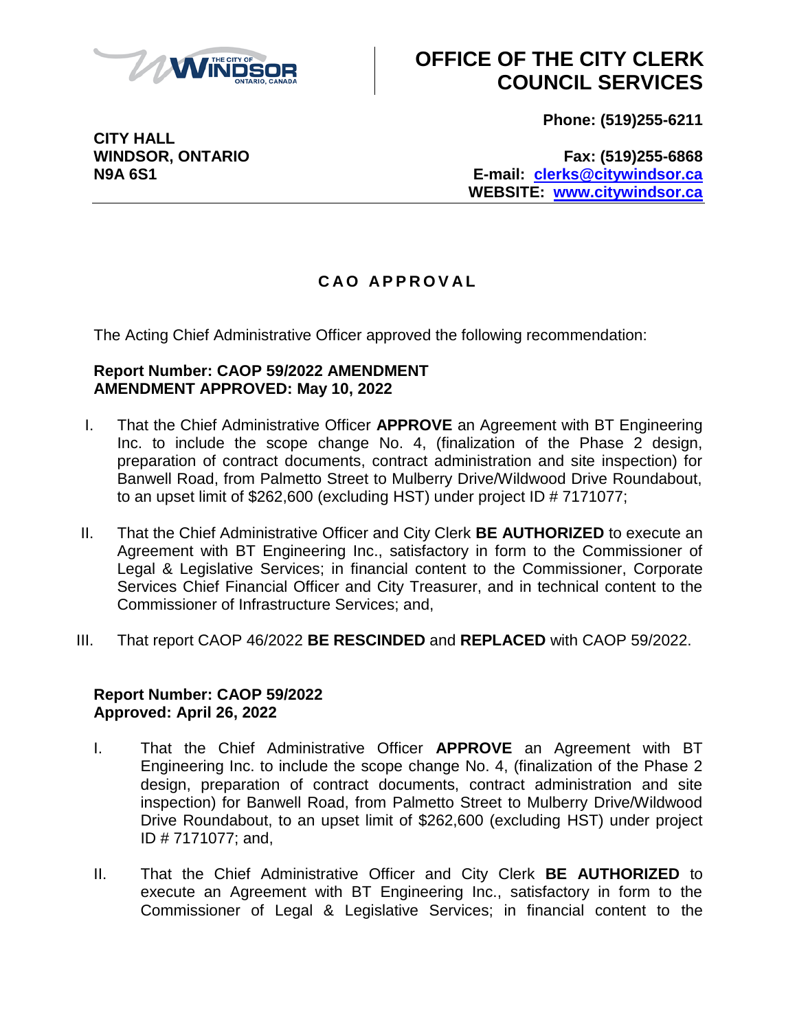# OFFICE OF THE CITY CLERK COUNCIL SERVICES

**CITY HALL**
**WINDSOR, ONTARIO**
**N9A 6S1**

**Phone: (519)255-6211**

**Fax: (519)255-6868**
**E-mail: clerks@citywindsor.ca**
**WEBSITE: www.citywindsor.ca**

---

## CAO APPROVAL

The Acting Chief Administrative Officer approved the following recommendation:

**Report Number: CAOP 59/2022 AMENDMENT**
**AMENDMENT APPROVED: May 10, 2022**

I. That the Chief Administrative Officer **APPROVE** an Agreement with BT Engineering Inc. to include the scope change No. 4, (finalization of the Phase 2 design, preparation of contract documents, contract administration and site inspection) for Banwell Road, from Palmetto Street to Mulberry Drive/Wildwood Drive Roundabout, to an upset limit of $262,600 (excluding HST) under project ID # 7171077;

II. That the Chief Administrative Officer and City Clerk **BE AUTHORIZED** to execute an Agreement with BT Engineering Inc., satisfactory in form to the Commissioner of Legal & Legislative Services; in financial content to the Commissioner, Corporate Services Chief Financial Officer and City Treasurer, and in technical content to the Commissioner of Infrastructure Services; and,

III. That report CAOP 46/2022 **BE RESCINDED** and **REPLACED** with CAOP 59/2022.

**Report Number: CAOP 59/2022**
**Approved: April 26, 2022**

I. That the Chief Administrative Officer **APPROVE** an Agreement with BT Engineering Inc. to include the scope change No. 4, (finalization of the Phase 2 design, preparation of contract documents, contract administration and site inspection) for Banwell Road, from Palmetto Street to Mulberry Drive/Wildwood Drive Roundabout, to an upset limit of $262,600 (excluding HST) under project ID # 7171077; and,

II. That the Chief Administrative Officer and City Clerk **BE AUTHORIZED** to execute an Agreement with BT Engineering Inc., satisfactory in form to the Commissioner of Legal & Legislative Services; in financial content to the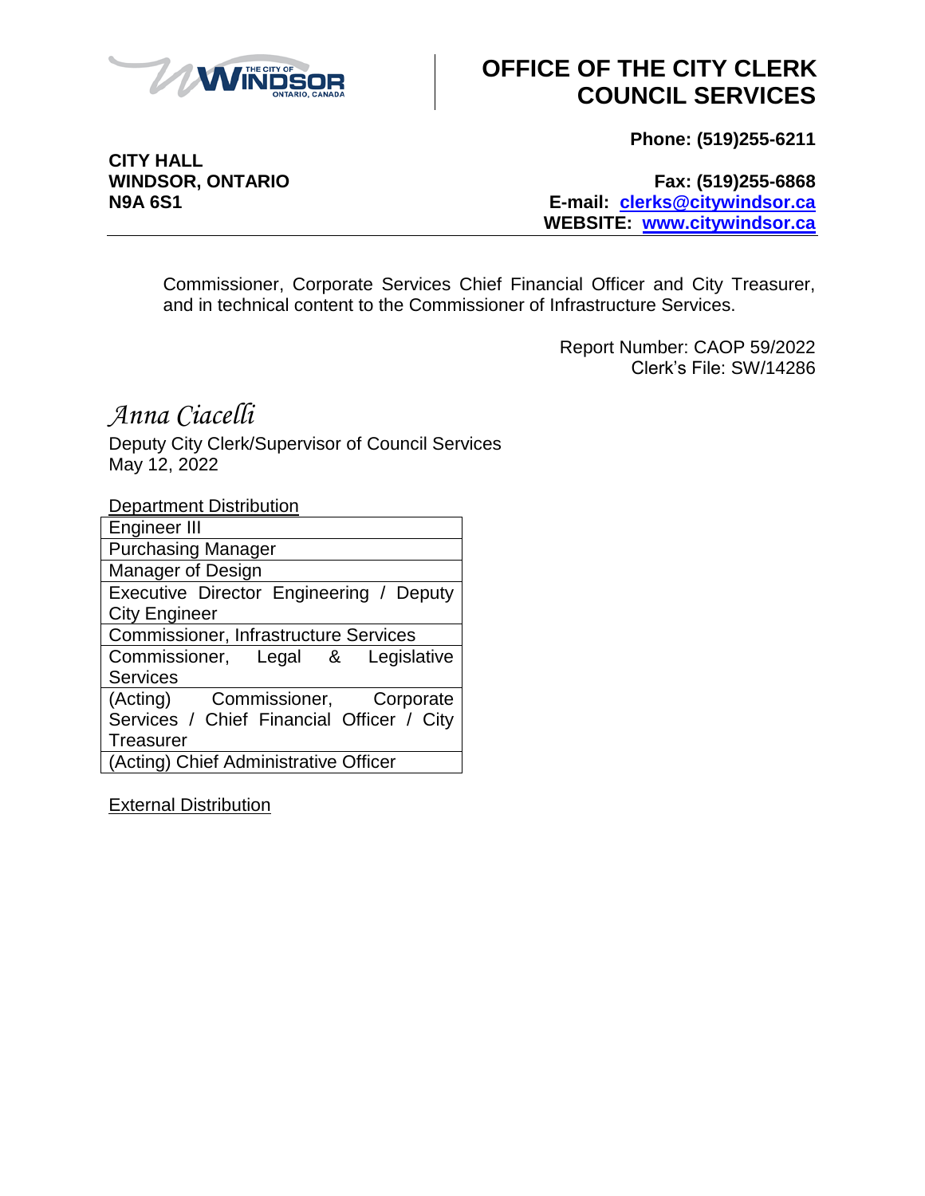# OFFICE OF THE CITY CLERK COUNCIL SERVICES

**CITY HALL**
**WINDSOR, ONTARIO**
**N9A 6S1**

**Phone: (519)255-6211**

**Fax: (519)255-6868**
**E-mail: clerks@citywindsor.ca**
**WEBSITE: www.citywindsor.ca**

---

Commissioner, Corporate Services Chief Financial Officer and City Treasurer, and in technical content to the Commissioner of Infrastructure Services.

Report Number: CAOP 59/2022
Clerk's File: SW/14286

*Anna Ciacelli*
Deputy City Clerk/Supervisor of Council Services
May 12, 2022

Department Distribution

| |
|---|
| Engineer III |
| Purchasing Manager |
| Manager of Design |
| Executive Director Engineering / Deputy City Engineer |
| Commissioner, Infrastructure Services |
| Commissioner, Legal & Legislative Services |
| (Acting) Commissioner, Corporate Services / Chief Financial Officer / City Treasurer |
| (Acting) Chief Administrative Officer |

External Distribution